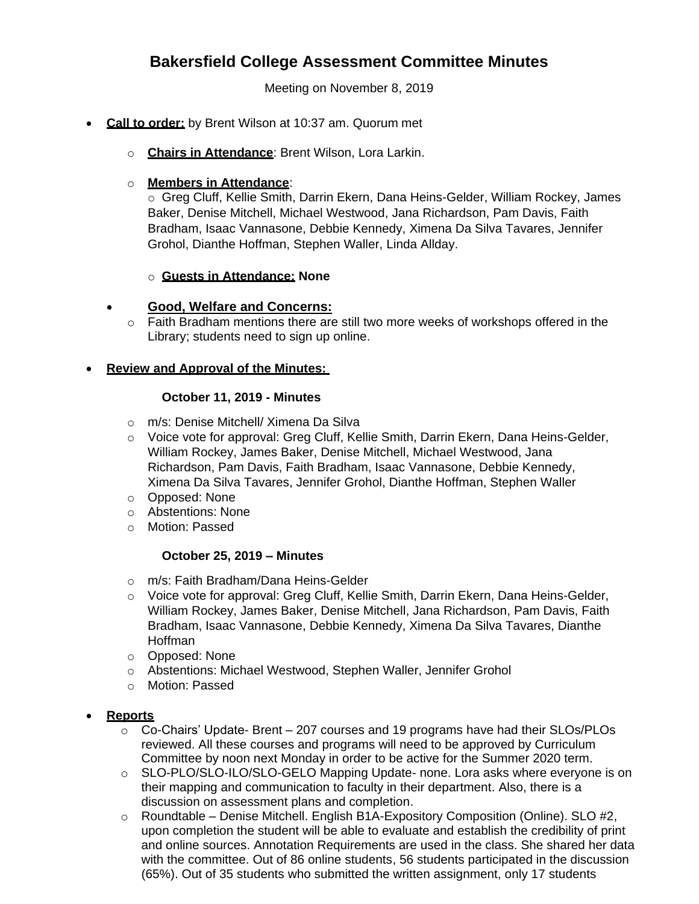# Bakersfield College Assessment Committee Minutes

Meeting on November 8, 2019

- **Call to order:** by Brent Wilson at 10:37 am. Quorum met
  - **Chairs in Attendance**: Brent Wilson, Lora Larkin.
  - **Members in Attendance**:
    - Greg Cluff, Kellie Smith, Darrin Ekern, Dana Heins-Gelder, William Rockey, James Baker, Denise Mitchell, Michael Westwood, Jana Richardson, Pam Davis, Faith Bradham, Isaac Vannasone, Debbie Kennedy, Ximena Da Silva Tavares, Jennifer Grohol, Dianthe Hoffman, Stephen Waller, Linda Allday.
    - **Guests in Attendance: None**
  - **Good, Welfare and Concerns:**
    - Faith Bradham mentions there are still two more weeks of workshops offered in the Library; students need to sign up online.
- **Review and Approval of the Minutes:**

  **October 11, 2019 - Minutes**

  - m/s: Denise Mitchell/ Ximena Da Silva
  - Voice vote for approval: Greg Cluff, Kellie Smith, Darrin Ekern, Dana Heins-Gelder, William Rockey, James Baker, Denise Mitchell, Michael Westwood, Jana Richardson, Pam Davis, Faith Bradham, Isaac Vannasone, Debbie Kennedy, Ximena Da Silva Tavares, Jennifer Grohol, Dianthe Hoffman, Stephen Waller
  - Opposed: None
  - Abstentions: None
  - Motion: Passed

  **October 25, 2019 – Minutes**

  - m/s: Faith Bradham/Dana Heins-Gelder
  - Voice vote for approval: Greg Cluff, Kellie Smith, Darrin Ekern, Dana Heins-Gelder, William Rockey, James Baker, Denise Mitchell, Jana Richardson, Pam Davis, Faith Bradham, Isaac Vannasone, Debbie Kennedy, Ximena Da Silva Tavares, Dianthe Hoffman
  - Opposed: None
  - Abstentions: Michael Westwood, Stephen Waller, Jennifer Grohol
  - Motion: Passed
- **Reports**
  - Co-Chairs' Update- Brent – 207 courses and 19 programs have had their SLOs/PLOs reviewed. All these courses and programs will need to be approved by Curriculum Committee by noon next Monday in order to be active for the Summer 2020 term.
  - SLO-PLO/SLO-ILO/SLO-GELO Mapping Update- none. Lora asks where everyone is on their mapping and communication to faculty in their department. Also, there is a discussion on assessment plans and completion.
  - Roundtable – Denise Mitchell. English B1A-Expository Composition (Online). SLO #2, upon completion the student will be able to evaluate and establish the credibility of print and online sources. Annotation Requirements are used in the class. She shared her data with the committee. Out of 86 online students, 56 students participated in the discussion (65%). Out of 35 students who submitted the written assignment, only 17 students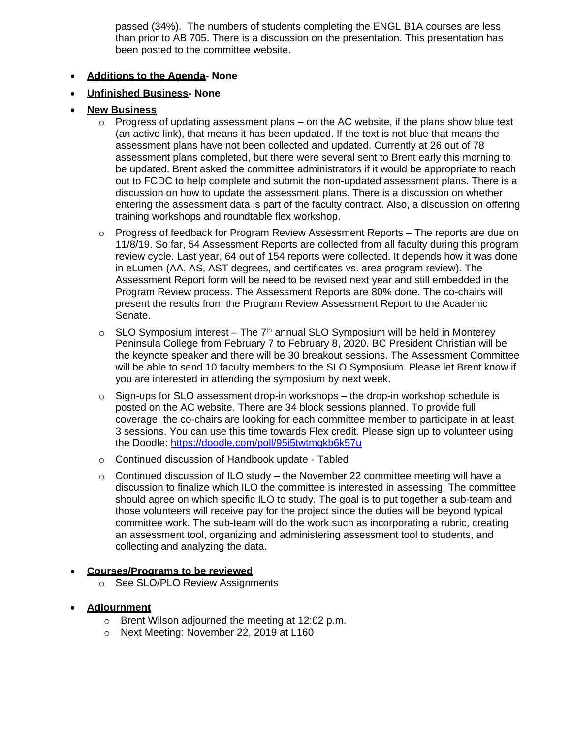passed (34%). The numbers of students completing the ENGL B1A courses are less than prior to AB 705. There is a discussion on the presentation. This presentation has been posted to the committee website.

- **Additions to the Agenda- None**
- **Unfinished Business- None**
- **New Business**
  - Progress of updating assessment plans – on the AC website, if the plans show blue text (an active link), that means it has been updated. If the text is not blue that means the assessment plans have not been collected and updated. Currently at 26 out of 78 assessment plans completed, but there were several sent to Brent early this morning to be updated. Brent asked the committee administrators if it would be appropriate to reach out to FCDC to help complete and submit the non-updated assessment plans. There is a discussion on how to update the assessment plans. There is a discussion on whether entering the assessment data is part of the faculty contract. Also, a discussion on offering training workshops and roundtable flex workshop.
  - Progress of feedback for Program Review Assessment Reports – The reports are due on 11/8/19. So far, 54 Assessment Reports are collected from all faculty during this program review cycle. Last year, 64 out of 154 reports were collected. It depends how it was done in eLumen (AA, AS, AST degrees, and certificates vs. area program review). The Assessment Report form will be need to be revised next year and still embedded in the Program Review process. The Assessment Reports are 80% done. The co-chairs will present the results from the Program Review Assessment Report to the Academic Senate.
  - SLO Symposium interest – The 7th annual SLO Symposium will be held in Monterey Peninsula College from February 7 to February 8, 2020. BC President Christian will be the keynote speaker and there will be 30 breakout sessions. The Assessment Committee will be able to send 10 faculty members to the SLO Symposium. Please let Brent know if you are interested in attending the symposium by next week.
  - Sign-ups for SLO assessment drop-in workshops – the drop-in workshop schedule is posted on the AC website. There are 34 block sessions planned. To provide full coverage, the co-chairs are looking for each committee member to participate in at least 3 sessions. You can use this time towards Flex credit. Please sign up to volunteer using the Doodle: https://doodle.com/poll/95i5twtmqkb6k57u
  - Continued discussion of Handbook update - Tabled
  - Continued discussion of ILO study – the November 22 committee meeting will have a discussion to finalize which ILO the committee is interested in assessing. The committee should agree on which specific ILO to study. The goal is to put together a sub-team and those volunteers will receive pay for the project since the duties will be beyond typical committee work. The sub-team will do the work such as incorporating a rubric, creating an assessment tool, organizing and administering assessment tool to students, and collecting and analyzing the data.

- **Courses/Programs to be reviewed**
  - See SLO/PLO Review Assignments

- **Adjournment**
  - Brent Wilson adjourned the meeting at 12:02 p.m.
  - Next Meeting: November 22, 2019 at L160